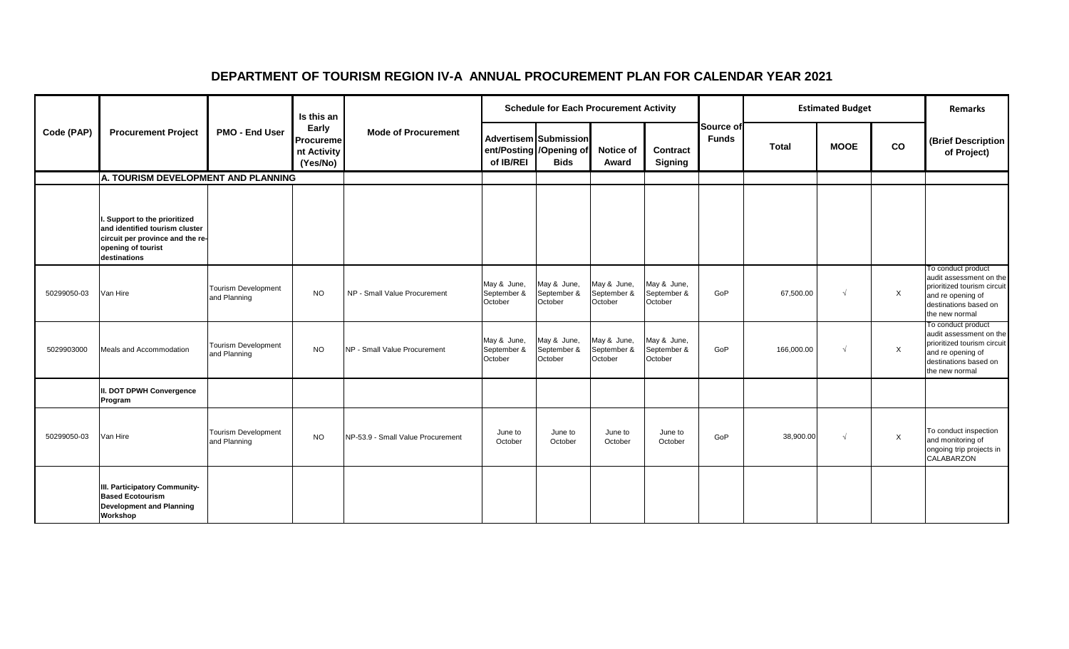# DEPARTMENT OF TOURISM REGION IV-A ANNUAL PROCUREMENT PLAN FOR CALENDAR YEAR 2021

| Code (PAP) | Procurement Project | PMO - End User | Is this an Early Procurement Activity (Yes/No) | Mode of Procurement | Schedule for Each Procurement Activity | | | | Source of Funds | Estimated Budget | | | Remarks |
|---|---|---|---|---|---|---|---|---|---|---|---|---|---|
| | | | | | Advertisement/Posting of IB/REI | Submission/Opening of Bids | Notice of Award | Contract Signing | | Total | MOOE | CO | (Brief Description of Project) |
| | **A. TOURISM DEVELOPMENT AND PLANNING** | | | | | | | | | | | | |
| | **I. Support to the prioritized and identified tourism cluster circuit per province and the re-opening of tourist destinations** | | | | | | | | | | | | |
| 50299050-03 | Van Hire | Tourism Development and Planning | NO | NP - Small Value Procurement | May & June, September & October | May & June, September & October | May & June, September & October | May & June, September & October | GoP | 67,500.00 | √ | X | To conduct product audit assessment on the prioritized tourism circuit and re opening of destinations based on the new normal |
| 5029903000 | Meals and Accommodation | Tourism Development and Planning | NO | NP - Small Value Procurement | May & June, September & October | May & June, September & October | May & June, September & October | May & June, September & October | GoP | 166,000.00 | √ | X | To conduct product audit assessment on the prioritized tourism circuit and re opening of destinations based on the new normal |
| | **II. DOT DPWH Convergence Program** | | | | | | | | | | | | |
| 50299050-03 | Van Hire | Tourism Development and Planning | NO | NP-53.9 - Small Value Procurement | June to October | June to October | June to October | June to October | GoP | 38,900.00 | √ | X | To conduct inspection and monitoring of ongoing trip projects in CALABARZON |
| | **III. Participatory Community-Based Ecotourism Development and Planning Workshop** | | | | | | | | | | | | |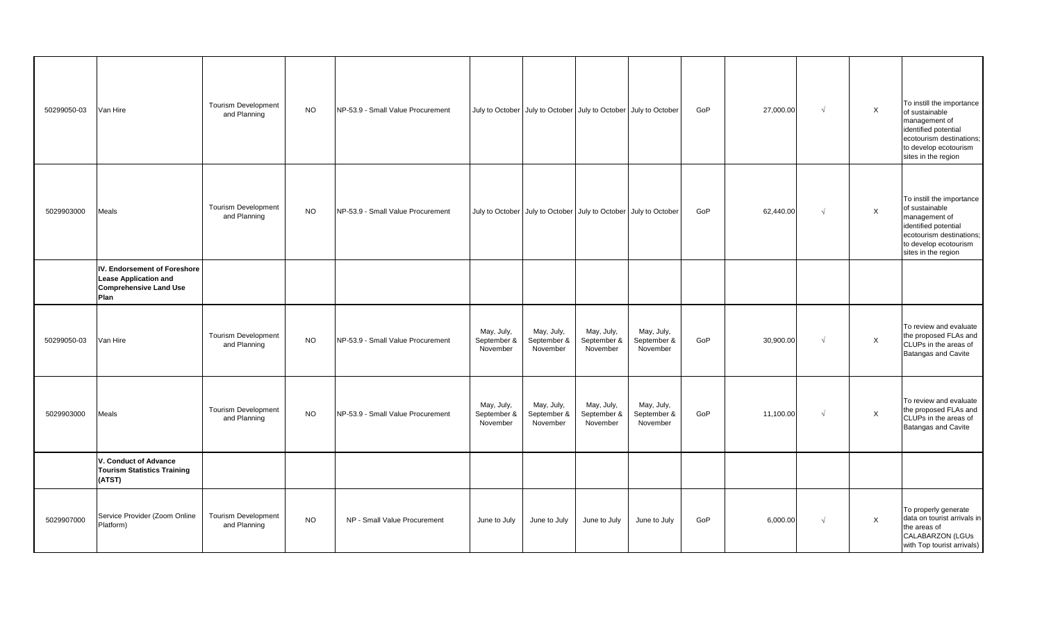| | | | | | | | | | | | | | |
|---|---|---|---|---|---|---|---|---|---|---|---|---|---|
| 50299050-03 | Van Hire | Tourism Development and Planning | NO | NP-53.9 - Small Value Procurement | July to October | July to October | July to October | July to October | GoP | 27,000.00 | √ | X | To instill the importance of sustainable management of identified potential ecotourism destinations; to develop ecotourism sites in the region |
| 5029903000 | Meals | Tourism Development and Planning | NO | NP-53.9 - Small Value Procurement | July to October | July to October | July to October | July to October | GoP | 62,440.00 | √ | X | To instill the importance of sustainable management of identified potential ecotourism destinations; to develop ecotourism sites in the region |
| | **IV. Endorsement of Foreshore Lease Application and Comprehensive Land Use Plan** | | | | | | | | | | | | |
| 50299050-03 | Van Hire | Tourism Development and Planning | NO | NP-53.9 - Small Value Procurement | May, July, September & November | May, July, September & November | May, July, September & November | May, July, September & November | GoP | 30,900.00 | √ | X | To review and evaluate the proposed FLAs and CLUPs in the areas of Batangas and Cavite |
| 5029903000 | Meals | Tourism Development and Planning | NO | NP-53.9 - Small Value Procurement | May, July, September & November | May, July, September & November | May, July, September & November | May, July, September & November | GoP | 11,100.00 | √ | X | To review and evaluate the proposed FLAs and CLUPs in the areas of Batangas and Cavite |
| | **V. Conduct of Advance Tourism Statistics Training (ATST)** | | | | | | | | | | | | |
| 5029907000 | Service Provider (Zoom Online Platform) | Tourism Development and Planning | NO | NP - Small Value Procurement | June to July | June to July | June to July | June to July | GoP | 6,000.00 | √ | X | To properly generate data on tourist arrivals in the areas of CALABARZON (LGUs with Top tourist arrivals) |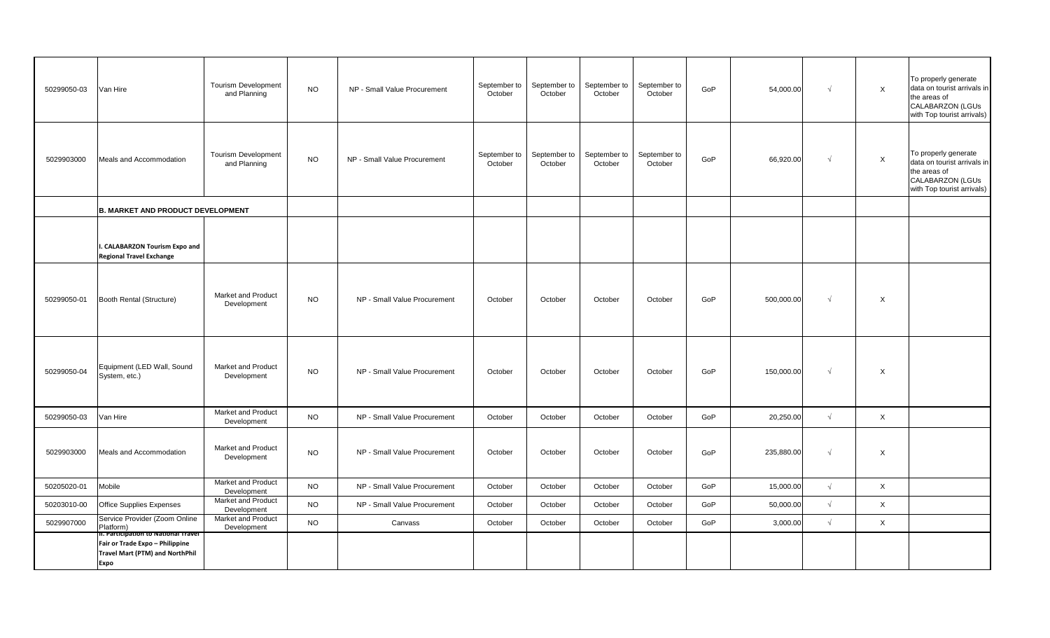| | | | | | | | | | | | | | |
|---|---|---|---|---|---|---|---|---|---|---|---|---|---|
| 50299050-03 | Van Hire | Tourism Development and Planning | NO | NP - Small Value Procurement | September to October | September to October | September to October | September to October | GoP | 54,000.00 | √ | X | To properly generate data on tourist arrivals in the areas of CALABARZON (LGUs with Top tourist arrivals) |
| 5029903000 | Meals and Accommodation | Tourism Development and Planning | NO | NP - Small Value Procurement | September to October | September to October | September to October | September to October | GoP | 66,920.00 | √ | X | To properly generate data on tourist arrivals in the areas of CALABARZON (LGUs with Top tourist arrivals) |
| | **B. MARKET AND PRODUCT DEVELOPMENT** | | | | | | | | | | | | |
| | **I. CALABARZON Tourism Expo and Regional Travel Exchange** | | | | | | | | | | | | |
| 50299050-01 | Booth Rental (Structure) | Market and Product Development | NO | NP - Small Value Procurement | October | October | October | October | GoP | 500,000.00 | √ | X | |
| 50299050-04 | Equipment (LED Wall, Sound System, etc.) | Market and Product Development | NO | NP - Small Value Procurement | October | October | October | October | GoP | 150,000.00 | √ | X | |
| 50299050-03 | Van Hire | Market and Product Development | NO | NP - Small Value Procurement | October | October | October | October | GoP | 20,250.00 | √ | X | |
| 5029903000 | Meals and Accommodation | Market and Product Development | NO | NP - Small Value Procurement | October | October | October | October | GoP | 235,880.00 | √ | X | |
| 50205020-01 | Mobile | Market and Product Development | NO | NP - Small Value Procurement | October | October | October | October | GoP | 15,000.00 | √ | X | |
| 50203010-00 | Office Supplies Expenses | Market and Product Development | NO | NP - Small Value Procurement | October | October | October | October | GoP | 50,000.00 | √ | X | |
| 5029907000 | Service Provider (Zoom Online Platform) | Market and Product Development | NO | Canvass | October | October | October | October | GoP | 3,000.00 | √ | X | |
| | **II. Participation to National Travel Fair or Trade Expo – Philippine Travel Mart (PTM) and NorthPhil Expo** | | | | | | | | | | | | |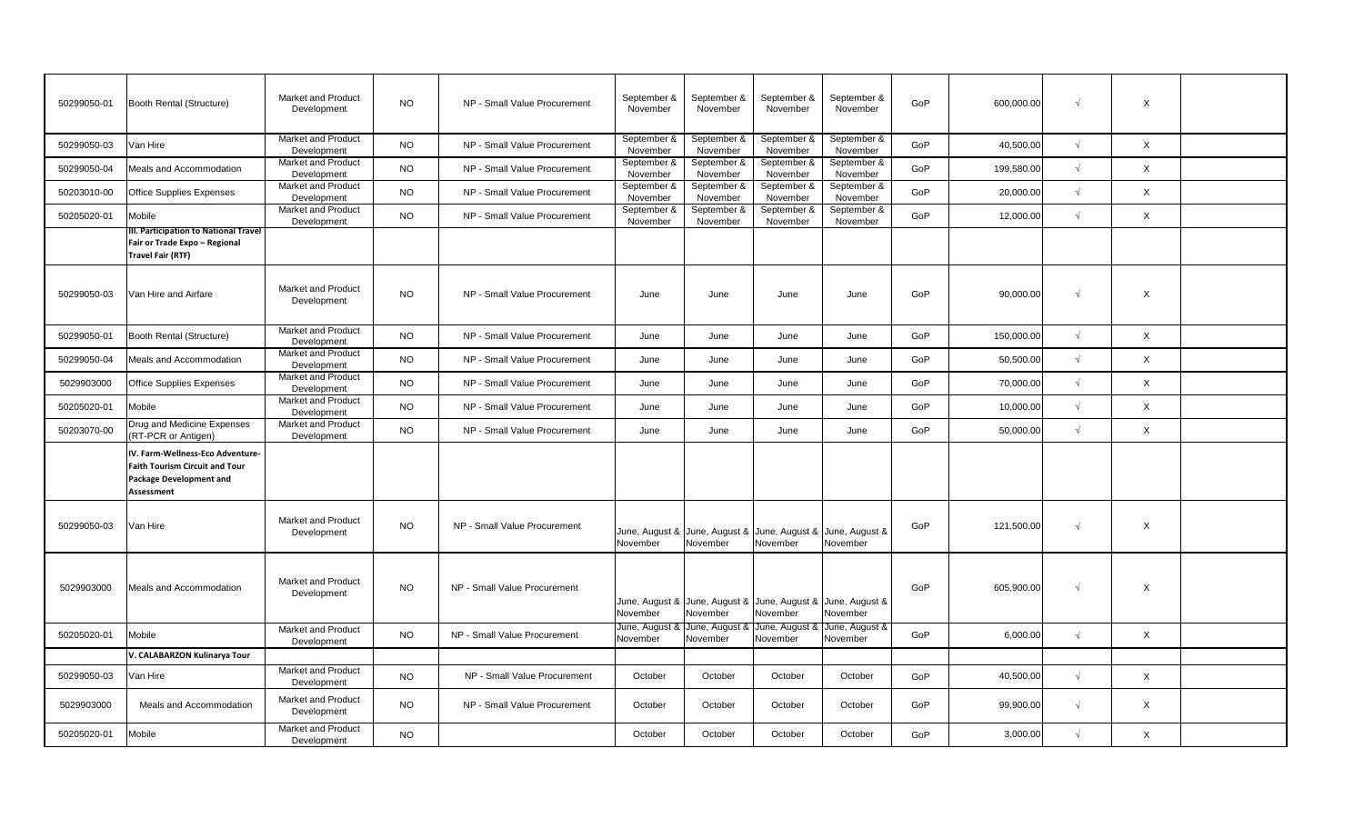| | | | | | | | | | | | | | |
|---|---|---|---|---|---|---|---|---|---|---|---|---|---|
| 50299050-01 | Booth Rental (Structure) | Market and Product Development | NO | NP - Small Value Procurement | September & November | September & November | September & November | September & November | GoP | 600,000.00 | √ | X | |
| 50299050-03 | Van Hire | Market and Product Development | NO | NP - Small Value Procurement | September & November | September & November | September & November | September & November | GoP | 40,500.00 | √ | X | |
| 50299050-04 | Meals and Accommodation | Market and Product Development | NO | NP - Small Value Procurement | September & November | September & November | September & November | September & November | GoP | 199,580.00 | √ | X | |
| 50203010-00 | Office Supplies Expenses | Market and Product Development | NO | NP - Small Value Procurement | September & November | September & November | September & November | September & November | GoP | 20,000.00 | √ | X | |
| 50205020-01 | Mobile | Market and Product Development | NO | NP - Small Value Procurement | September & November | September & November | September & November | September & November | GoP | 12,000.00 | √ | X | |
| | **III. Participation to National Travel Fair or Trade Expo – Regional Travel Fair (RTF)** | | | | | | | | | | | | |
| 50299050-03 | Van Hire and Airfare | Market and Product Development | NO | NP - Small Value Procurement | June | June | June | June | GoP | 90,000.00 | √ | X | |
| 50299050-01 | Booth Rental (Structure) | Market and Product Development | NO | NP - Small Value Procurement | June | June | June | June | GoP | 150,000.00 | √ | X | |
| 50299050-04 | Meals and Accommodation | Market and Product Development | NO | NP - Small Value Procurement | June | June | June | June | GoP | 50,500.00 | √ | X | |
| 5029903000 | Office Supplies Expenses | Market and Product Development | NO | NP - Small Value Procurement | June | June | June | June | GoP | 70,000.00 | √ | X | |
| 50205020-01 | Mobile | Market and Product Development | NO | NP - Small Value Procurement | June | June | June | June | GoP | 10,000.00 | √ | X | |
| 50203070-00 | Drug and Medicine Expenses (RT-PCR or Antigen) | Market and Product Development | NO | NP - Small Value Procurement | June | June | June | June | GoP | 50,000.00 | √ | X | |
| | **IV. Farm-Wellness-Eco Adventure-Faith Tourism Circuit and Tour Package Development and Assessment** | | | | | | | | | | | | |
| 50299050-03 | Van Hire | Market and Product Development | NO | NP - Small Value Procurement | June, August & November | June, August & November | June, August & November | June, August & November | GoP | 121,500.00 | √ | X | |
| 5029903000 | Meals and Accommodation | Market and Product Development | NO | NP - Small Value Procurement | June, August & November | June, August & November | June, August & November | June, August & November | GoP | 605,900.00 | √ | X | |
| 50205020-01 | Mobile | Market and Product Development | NO | NP - Small Value Procurement | June, August & November | June, August & November | June, August & November | June, August & November | GoP | 6,000.00 | √ | X | |
| | **V. CALABARZON Kulinarya Tour** | | | | | | | | | | | | |
| 50299050-03 | Van Hire | Market and Product Development | NO | NP - Small Value Procurement | October | October | October | October | GoP | 40,500.00 | √ | X | |
| 5029903000 | Meals and Accommodation | Market and Product Development | NO | NP - Small Value Procurement | October | October | October | October | GoP | 99,900.00 | √ | X | |
| 50205020-01 | Mobile | Market and Product Development | NO | | October | October | October | October | GoP | 3,000.00 | √ | X | |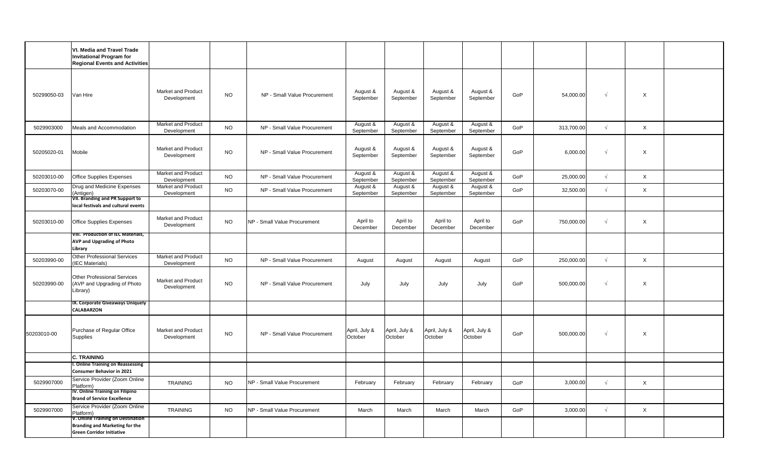| | | | | | | | | | | | | | |
|---|---|---|---|---|---|---|---|---|---|---|---|---|---|
| | **VI. Media and Travel Trade Invitational Program for Regional Events and Activities** | | | | | | | | | | | | |
| 50299050-03 | Van Hire | Market and Product Development | NO | NP - Small Value Procurement | August & September | August & September | August & September | August & September | GoP | 54,000.00 | √ | X | |
| 5029903000 | Meals and Accommodation | Market and Product Development | NO | NP - Small Value Procurement | August & September | August & September | August & September | August & September | GoP | 313,700.00 | √ | X | |
| 50205020-01 | Mobile | Market and Product Development | NO | NP - Small Value Procurement | August & September | August & September | August & September | August & September | GoP | 6,000.00 | √ | X | |
| 50203010-00 | Office Supplies Expenses | Market and Product Development | NO | NP - Small Value Procurement | August & September | August & September | August & September | August & September | GoP | 25,000.00 | √ | X | |
| 50203070-00 | Drug and Medicine Expenses (Antigen) | Market and Product Development | NO | NP - Small Value Procurement | August & September | August & September | August & September | August & September | GoP | 32,500.00 | √ | X | |
| | **VII. Branding and PR Support to local festivals and cultural events** | | | | | | | | | | | | |
| 50203010-00 | Office Supplies Expenses | Market and Product Development | NO | NP - Small Value Procurement | April to December | April to December | April to December | April to December | GoP | 750,000.00 | √ | X | |
| | **VIII. Production of IEC Materials, AVP and Upgrading of Photo Library** | | | | | | | | | | | | |
| 50203990-00 | Other Professional Services (IEC Materials) | Market and Product Development | NO | NP - Small Value Procurement | August | August | August | August | GoP | 250,000.00 | √ | X | |
| 50203990-00 | Other Professional Services (AVP and Upgrading of Photo Library) | Market and Product Development | NO | NP - Small Value Procurement | July | July | July | July | GoP | 500,000.00 | √ | X | |
| | **IX. Corporate Giveaways Uniquely CALABARZON** | | | | | | | | | | | | |
| 50203010-00 | Purchase of Regular Office Supplies | Market and Product Development | NO | NP - Small Value Procurement | April, July & October | April, July & October | April, July & October | April, July & October | GoP | 500,000.00 | √ | X | |
| | **C. TRAINING** | | | | | | | | | | | | |
| | **I. Online Training on Reassessing Consumer Behavior in 2021** | | | | | | | | | | | | |
| 5029907000 | Service Provider (Zoom Online Platform) | TRAINING | NO | NP - Small Value Procurement | February | February | February | February | GoP | 3,000.00 | √ | X | |
| | **IV. Online Training on Filipino Brand of Service Excellence** | | | | | | | | | | | | |
| 5029907000 | Service Provider (Zoom Online Platform) | TRAINING | NO | NP - Small Value Procurement | March | March | March | March | GoP | 3,000.00 | √ | X | |
| | **V. Online Training on Destination Branding and Marketing for the Green Corridor Initiative** | | | | | | | | | | | | |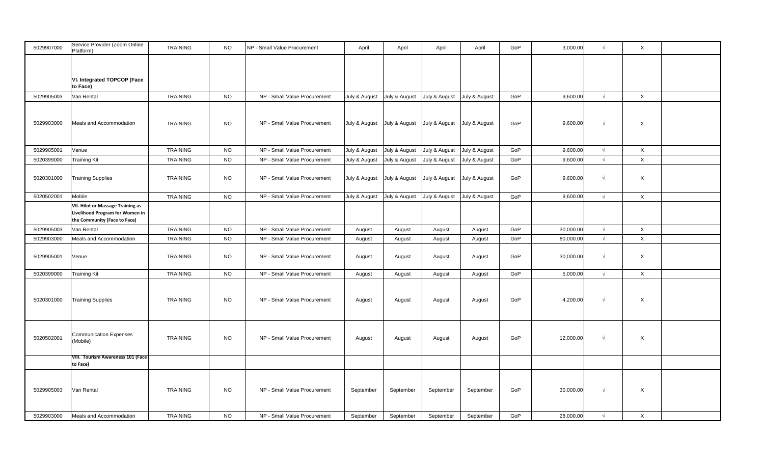| | | | | | | | | | | | | | |
|---|---|---|---|---|---|---|---|---|---|---|---|---|---|
| 5029907000 | Service Provider (Zoom Online Platform) | TRAINING | NO | NP - Small Value Procurement | April | April | April | April | GoP | 3,000.00 | √ | X | |
| | **VI. Integrated TOPCOP (Face to Face)** | | | | | | | | | | | | |
| 5029905003 | Van Rental | TRAINING | NO | NP - Small Value Procurement | July & August | July & August | July & August | July & August | GoP | 9,600.00 | √ | X | |
| 5029903000 | Meals and Accommodation | TRAINING | NO | NP - Small Value Procurement | July & August | July & August | July & August | July & August | GoP | 9,600.00 | √ | X | |
| 5029905001 | Venue | TRAINING | NO | NP - Small Value Procurement | July & August | July & August | July & August | July & August | GoP | 9,600.00 | √ | X | |
| 5020399000 | Training Kit | TRAINING | NO | NP - Small Value Procurement | July & August | July & August | July & August | July & August | GoP | 9,600.00 | √ | X | |
| 5020301000 | Training Supplies | TRAINING | NO | NP - Small Value Procurement | July & August | July & August | July & August | July & August | GoP | 9,600.00 | √ | X | |
| 5020502001 | Mobile | TRAINING | NO | NP - Small Value Procurement | July & August | July & August | July & August | July & August | GoP | 9,600.00 | √ | X | |
| | **VII. Hilot or Massage Training as Livelihood Program for Women in the Community (Face to Face)** | | | | | | | | | | | | |
| 5029905003 | Van Rental | TRAINING | NO | NP - Small Value Procurement | August | August | August | August | GoP | 30,000.00 | √ | X | |
| 5029903000 | Meals and Accommodation | TRAINING | NO | NP - Small Value Procurement | August | August | August | August | GoP | 80,000.00 | √ | X | |
| 5029905001 | Venue | TRAINING | NO | NP - Small Value Procurement | August | August | August | August | GoP | 30,000.00 | √ | X | |
| 5020399000 | Training Kit | TRAINING | NO | NP - Small Value Procurement | August | August | August | August | GoP | 5,000.00 | √ | X | |
| 5020301000 | Training Supplies | TRAINING | NO | NP - Small Value Procurement | August | August | August | August | GoP | 4,200.00 | √ | X | |
| 5020502001 | Communication Expenses (Mobile) | TRAINING | NO | NP - Small Value Procurement | August | August | August | August | GoP | 12,000.00 | √ | X | |
| | **VIII. Tourism Awareness 101 (Face to Face)** | | | | | | | | | | | | |
| 5029905003 | Van Rental | TRAINING | NO | NP - Small Value Procurement | September | September | September | September | GoP | 30,000.00 | √ | X | |
| 5029903000 | Meals and Accommodation | TRAINING | NO | NP - Small Value Procurement | September | September | September | September | GoP | 28,000.00 | √ | X | |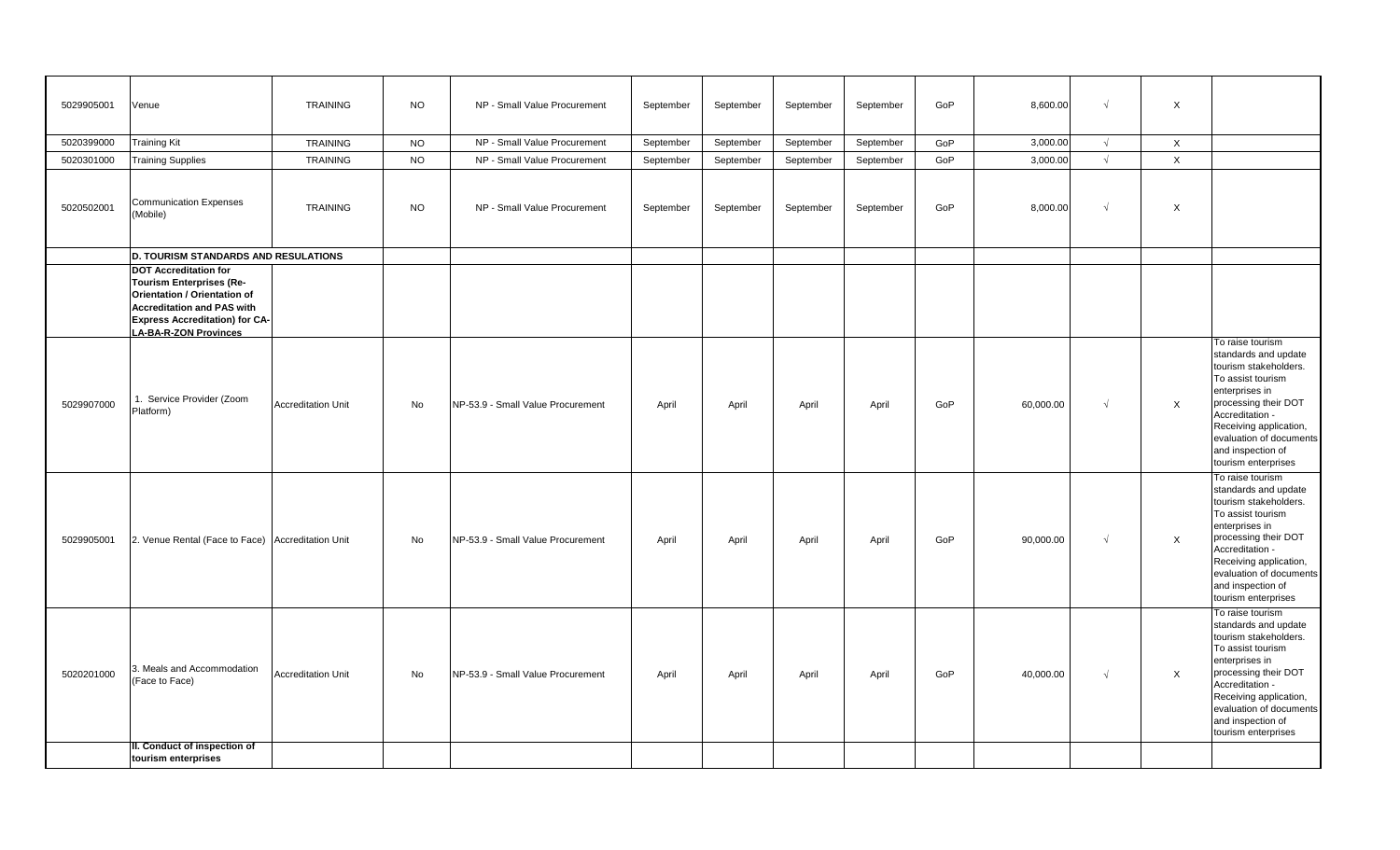| | | | | | | | | | | | | | |
|---|---|---|---|---|---|---|---|---|---|---|---|---|---|
| 5029905001 | Venue | TRAINING | NO | NP - Small Value Procurement | September | September | September | September | GoP | 8,600.00 | √ | X | |
| 5020399000 | Training Kit | TRAINING | NO | NP - Small Value Procurement | September | September | September | September | GoP | 3,000.00 | √ | X | |
| 5020301000 | Training Supplies | TRAINING | NO | NP - Small Value Procurement | September | September | September | September | GoP | 3,000.00 | √ | X | |
| 5020502001 | Communication Expenses (Mobile) | TRAINING | NO | NP - Small Value Procurement | September | September | September | September | GoP | 8,000.00 | √ | X | |
| | **D. TOURISM STANDARDS AND RESULATIONS** | | | | | | | | | | | | |
| | **DOT Accreditation for Tourism Enterprises (Re-Orientation / Orientation of Accreditation and PAS with Express Accreditation) for CA-LA-BA-R-ZON Provinces** | | | | | | | | | | | | |
| 5029907000 | 1. Service Provider (Zoom Platform) | Accreditation Unit | No | NP-53.9 - Small Value Procurement | April | April | April | April | GoP | 60,000.00 | √ | X | To raise tourism standards and update tourism stakeholders. To assist tourism enterprises in processing their DOT Accreditation - Receiving application, evaluation of documents and inspection of tourism enterprises |
| 5029905001 | 2. Venue Rental (Face to Face) | Accreditation Unit | No | NP-53.9 - Small Value Procurement | April | April | April | April | GoP | 90,000.00 | √ | X | To raise tourism standards and update tourism stakeholders. To assist tourism enterprises in processing their DOT Accreditation - Receiving application, evaluation of documents and inspection of tourism enterprises |
| 5020201000 | 3. Meals and Accommodation (Face to Face) | Accreditation Unit | No | NP-53.9 - Small Value Procurement | April | April | April | April | GoP | 40,000.00 | √ | X | To raise tourism standards and update tourism stakeholders. To assist tourism enterprises in processing their DOT Accreditation - Receiving application, evaluation of documents and inspection of tourism enterprises |
| | **II. Conduct of inspection of tourism enterprises** | | | | | | | | | | | | |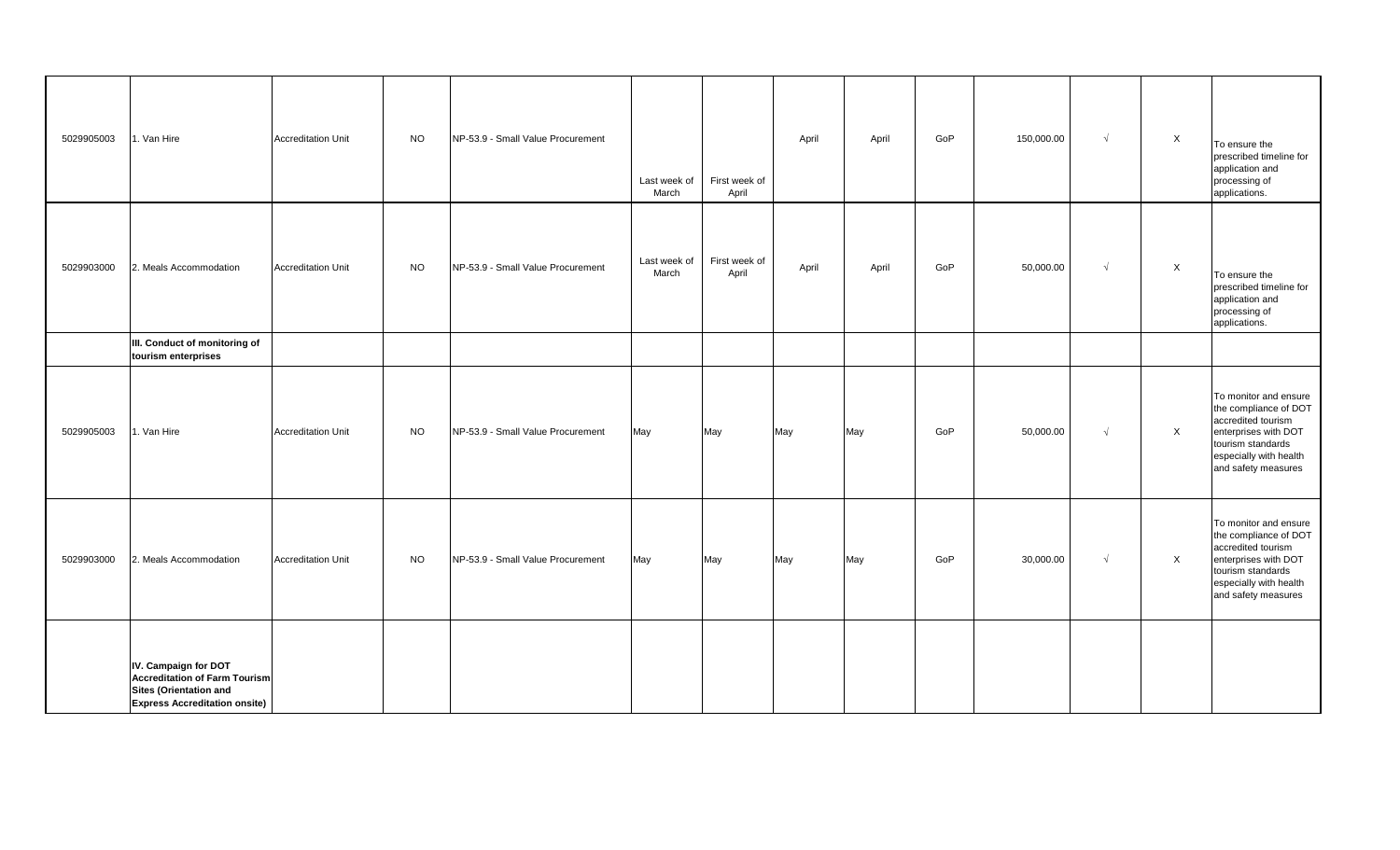| | | | | | | | | | | | | | |
|---|---|---|---|---|---|---|---|---|---|---|---|---|---|
| 5029905003 | 1. Van Hire | Accreditation Unit | NO | NP-53.9 - Small Value Procurement | Last week of March | First week of April | April | April | GoP | 150,000.00 | √ | X | To ensure the prescribed timeline for application and processing of applications. |
| 5029903000 | 2. Meals Accommodation | Accreditation Unit | NO | NP-53.9 - Small Value Procurement | Last week of March | First week of April | April | April | GoP | 50,000.00 | √ | X | To ensure the prescribed timeline for application and processing of applications. |
| | **III. Conduct of monitoring of tourism enterprises** | | | | | | | | | | | | |
| 5029905003 | 1. Van Hire | Accreditation Unit | NO | NP-53.9 - Small Value Procurement | May | May | May | May | GoP | 50,000.00 | √ | X | To monitor and ensure the compliance of DOT accredited tourism enterprises with DOT tourism standards especially with health and safety measures |
| 5029903000 | 2. Meals Accommodation | Accreditation Unit | NO | NP-53.9 - Small Value Procurement | May | May | May | May | GoP | 30,000.00 | √ | X | To monitor and ensure the compliance of DOT accredited tourism enterprises with DOT tourism standards especially with health and safety measures |
| | **IV. Campaign for DOT Accreditation of Farm Tourism Sites (Orientation and Express Accreditation onsite)** | | | | | | | | | | | | |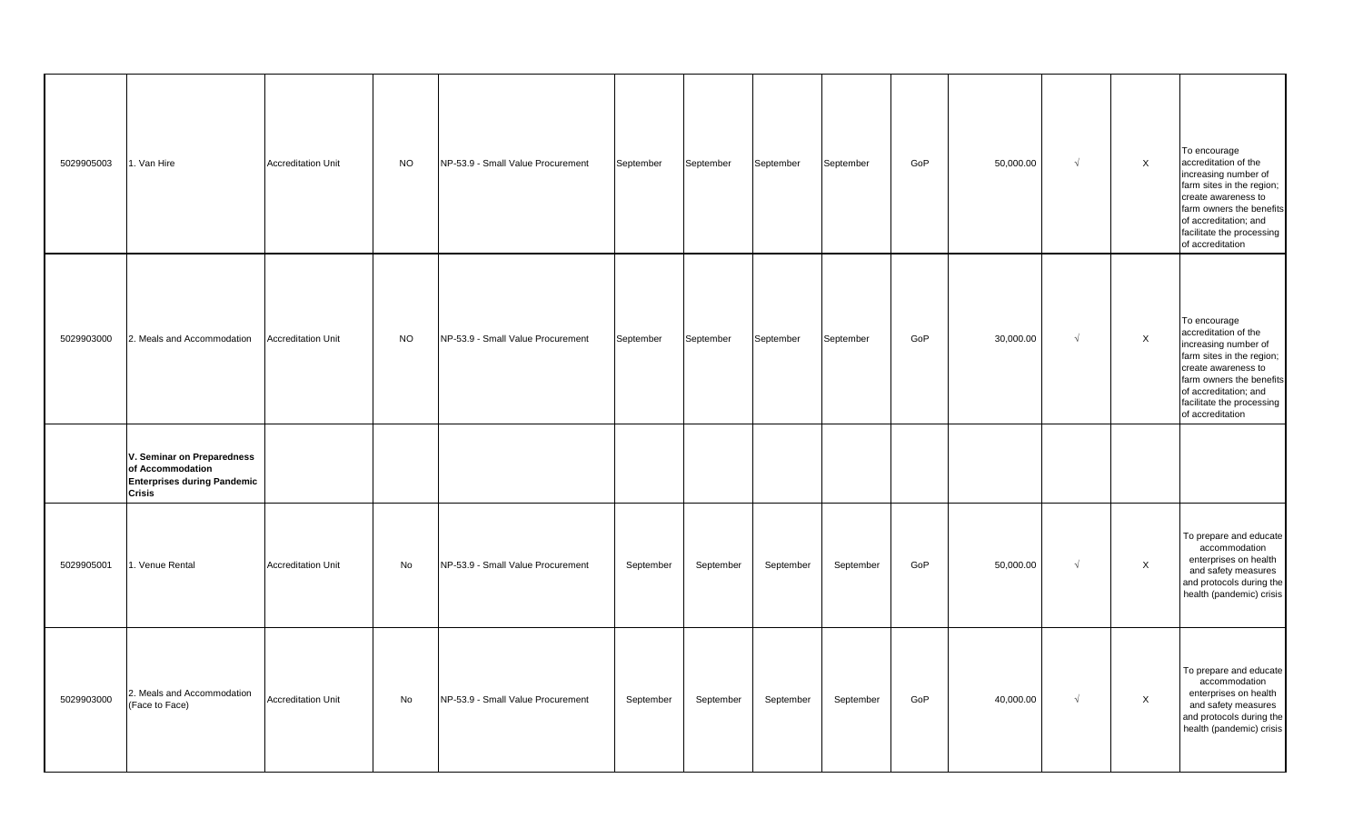| | | | | | | | | | | | | | |
|---|---|---|---|---|---|---|---|---|---|---|---|---|---|
| 5029905003 | 1. Van Hire | Accreditation Unit | NO | NP-53.9 - Small Value Procurement | September | September | September | September | GoP | 50,000.00 | √ | X | To encourage accreditation of the increasing number of farm sites in the region; create awareness to farm owners the benefits of accreditation; and facilitate the processing of accreditation |
| 5029903000 | 2. Meals and Accommodation | Accreditation Unit | NO | NP-53.9 - Small Value Procurement | September | September | September | September | GoP | 30,000.00 | √ | X | To encourage accreditation of the increasing number of farm sites in the region; create awareness to farm owners the benefits of accreditation; and facilitate the processing of accreditation |
| | **V. Seminar on Preparedness of Accommodation Enterprises during Pandemic Crisis** | | | | | | | | | | | | |
| 5029905001 | 1. Venue Rental | Accreditation Unit | No | NP-53.9 - Small Value Procurement | September | September | September | September | GoP | 50,000.00 | √ | X | To prepare and educate accommodation enterprises on health and safety measures and protocols during the health (pandemic) crisis |
| 5029903000 | 2. Meals and Accommodation (Face to Face) | Accreditation Unit | No | NP-53.9 - Small Value Procurement | September | September | September | September | GoP | 40,000.00 | √ | X | To prepare and educate accommodation enterprises on health and safety measures and protocols during the health (pandemic) crisis |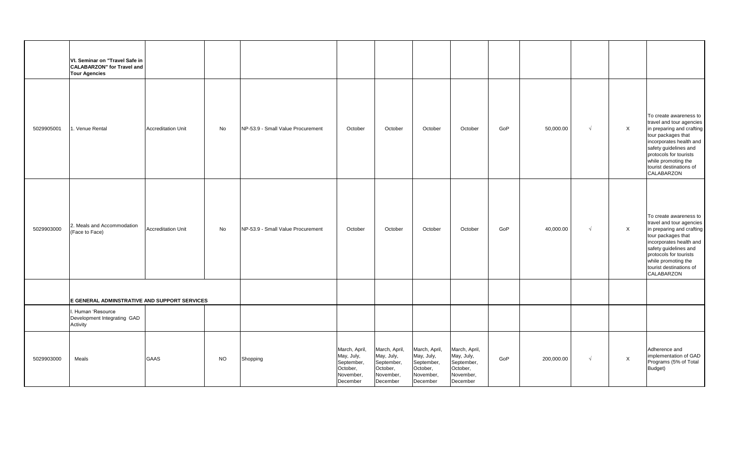| | | | | | | | | | | | | | |
|---|---|---|---|---|---|---|---|---|---|---|---|---|---|
| | **VI. Seminar on "Travel Safe in CALABARZON" for Travel and Tour Agencies** | | | | | | | | | | | | |
| 5029905001 | 1. Venue Rental | Accreditation Unit | No | NP-53.9 - Small Value Procurement | October | October | October | October | GoP | 50,000.00 | √ | X | To create awareness to travel and tour agencies in preparing and crafting tour packages that incorporates health and safety guidelines and protocols for tourists while promoting the tourist destinations of CALABARZON |
| 5029903000 | 2. Meals and Accommodation (Face to Face) | Accreditation Unit | No | NP-53.9 - Small Value Procurement | October | October | October | October | GoP | 40,000.00 | √ | X | To create awareness to travel and tour agencies in preparing and crafting tour packages that incorporates health and safety guidelines and protocols for tourists while promoting the tourist destinations of CALABARZON |
| | **E GENERAL ADMINSTRATIVE AND SUPPORT SERVICES** | | | | | | | | | | | | |
| | I. Human 'Resource Development Integrating GAD Activity | | | | | | | | | | | | |
| 5029903000 | Meals | GAAS | NO | Shopping | March, April, May, July, September, October, November, December | March, April, May, July, September, October, November, December | March, April, May, July, September, October, November, December | March, April, May, July, September, October, November, December | GoP | 200,000.00 | √ | X | Adherence and implementation of GAD Programs (5% of Total Budget) |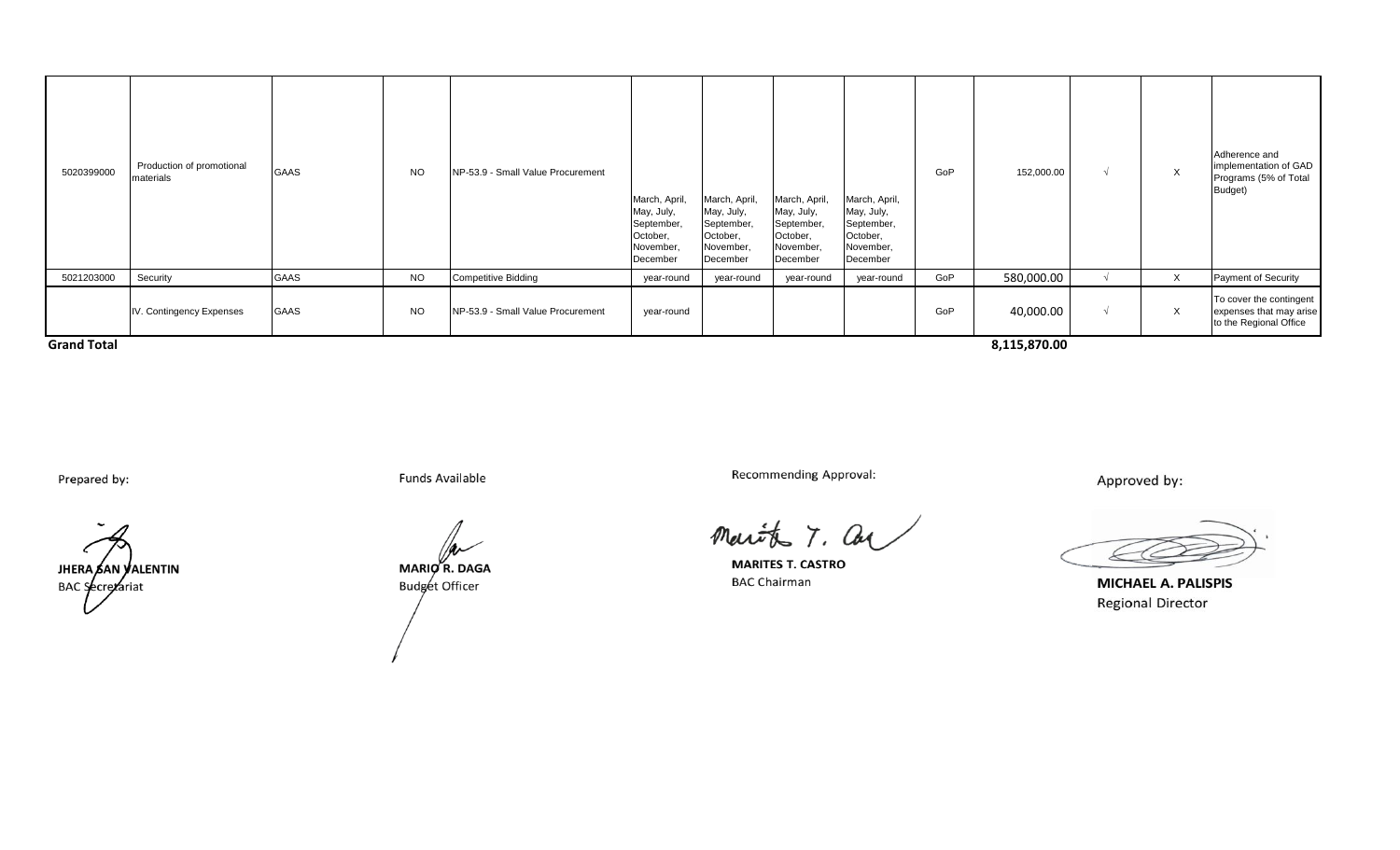| | | | | | | | | | | | | | |
|---|---|---|---|---|---|---|---|---|---|---|---|---|---|
| 5020399000 | Production of promotional materials | GAAS | NO | NP-53.9 - Small Value Procurement | March, April, May, July, September, October, November, December | March, April, May, July, September, October, November, December | March, April, May, July, September, October, November, December | March, April, May, July, September, October, November, December | GoP | 152,000.00 | √ | X | Adherence and implementation of GAD Programs (5% of Total Budget) |
| 5021203000 | Security | GAAS | NO | Competitive Bidding | year-round | year-round | year-round | year-round | GoP | 580,000.00 | √ | X | Payment of Security |
| | IV. Contingency Expenses | GAAS | NO | NP-53.9 - Small Value Procurement | year-round | | | | GoP | 40,000.00 | √ | X | To cover the contingent expenses that may arise to the Regional Office |
| **Grand Total** | | | | | | | | | | **8,115,870.00** | | | |

Prepared by:

**JHERA SAN VALENTIN**
BAC Secretariat

Funds Available

**MARIO R. DAGA**
Budget Officer

Recommending Approval:

**MARITES T. CASTRO**
BAC Chairman

Approved by:

**MICHAEL A. PALISPIS**
Regional Director